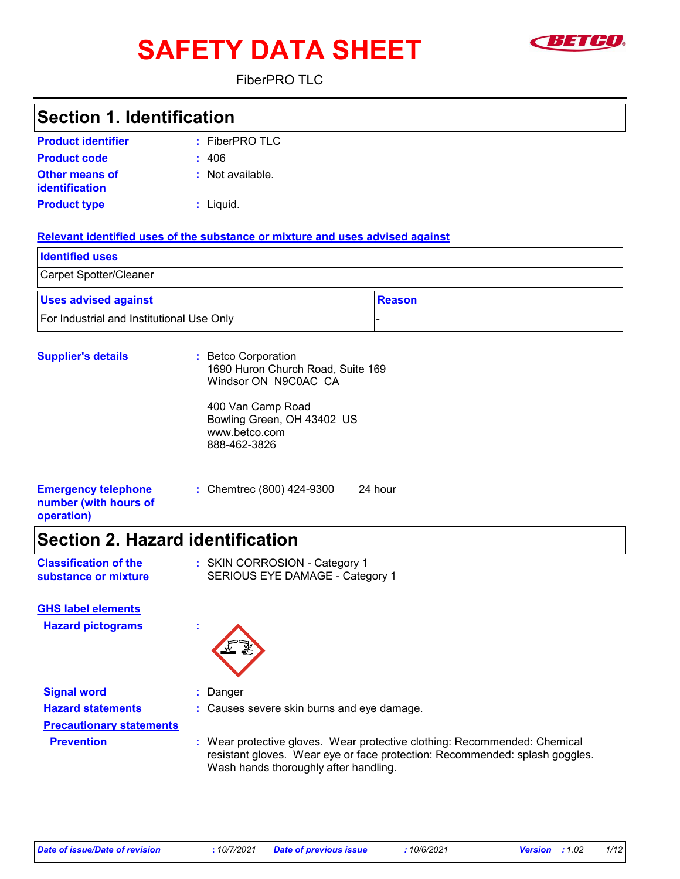# SAFETY DATA SHEET

FiberPRO TLC

## Section 1. Identification

**Product identifier** : FiberPRO TLC

**Product code** : 406

**Other means of identification** : Not available.

**Product type** : Liquid.

**Relevant identified uses of the substance or mixture and uses advised against**

| Identified uses | |
|---|---|
| Carpet Spotter/Cleaner | |

| Uses advised against | Reason |
|---|---|
| For Industrial and Institutional Use Only | - |

**Supplier's details** : Betco Corporation
1690 Huron Church Road, Suite 169
Windsor ON N9C0AC CA

400 Van Camp Road
Bowling Green, OH 43402 US
www.betco.com
888-462-3826

**Emergency telephone number (with hours of operation)** : Chemtrec (800) 424-9300 24 hour

## Section 2. Hazard identification

**Classification of the substance or mixture** : SKIN CORROSION - Category 1
SERIOUS EYE DAMAGE - Category 1

**GHS label elements**

**Hazard pictograms** :

**Signal word** : Danger

**Hazard statements** : Causes severe skin burns and eye damage.

**Precautionary statements**

**Prevention** : Wear protective gloves. Wear protective clothing: Recommended: Chemical resistant gloves. Wear eye or face protection: Recommended: splash goggles. Wash hands thoroughly after handling.

*Date of issue/Date of revision* : 10/7/2021 *Date of previous issue* : 10/6/2021 *Version* : 1.02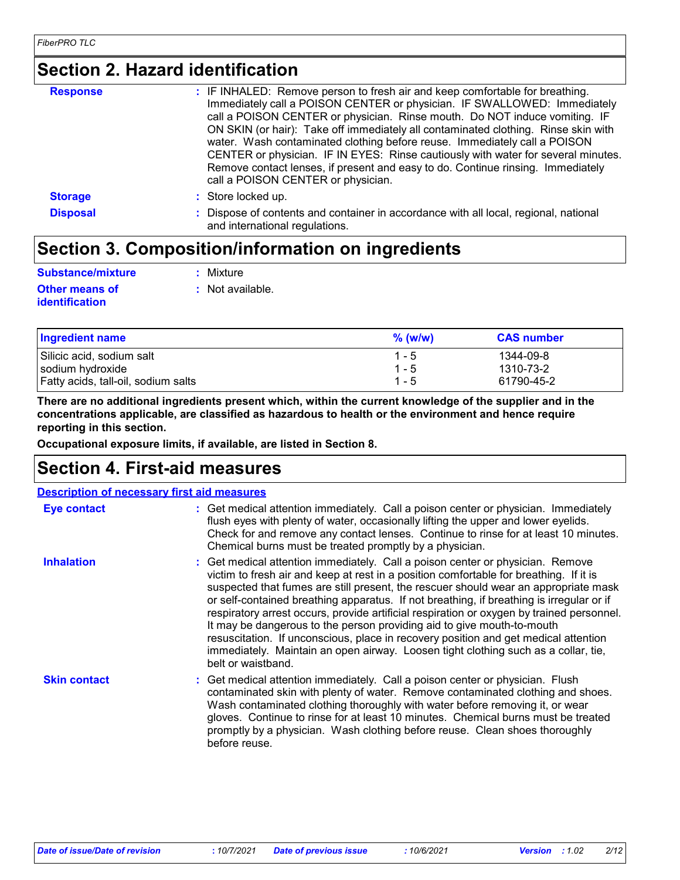## Section 2. Hazard identification

**Response** : IF INHALED: Remove person to fresh air and keep comfortable for breathing. Immediately call a POISON CENTER or physician. IF SWALLOWED: Immediately call a POISON CENTER or physician. Rinse mouth. Do NOT induce vomiting. IF ON SKIN (or hair): Take off immediately all contaminated clothing. Rinse skin with water. Wash contaminated clothing before reuse. Immediately call a POISON CENTER or physician. IF IN EYES: Rinse cautiously with water for several minutes. Remove contact lenses, if present and easy to do. Continue rinsing. Immediately call a POISON CENTER or physician.

**Storage** : Store locked up.

**Disposal** : Dispose of contents and container in accordance with all local, regional, national and international regulations.

## Section 3. Composition/information on ingredients

**Substance/mixture** : Mixture

**Other means of identification** : Not available.

| Ingredient name | % (w/w) | CAS number |
|---|---|---|
| Silicic acid, sodium salt | 1 - 5 | 1344-09-8 |
| sodium hydroxide | 1 - 5 | 1310-73-2 |
| Fatty acids, tall-oil, sodium salts | 1 - 5 | 61790-45-2 |

**There are no additional ingredients present which, within the current knowledge of the supplier and in the concentrations applicable, are classified as hazardous to health or the environment and hence require reporting in this section.**

**Occupational exposure limits, if available, are listed in Section 8.**

## Section 4. First-aid measures

### Description of necessary first aid measures

**Eye contact** : Get medical attention immediately. Call a poison center or physician. Immediately flush eyes with plenty of water, occasionally lifting the upper and lower eyelids. Check for and remove any contact lenses. Continue to rinse for at least 10 minutes. Chemical burns must be treated promptly by a physician.

**Inhalation** : Get medical attention immediately. Call a poison center or physician. Remove victim to fresh air and keep at rest in a position comfortable for breathing. If it is suspected that fumes are still present, the rescuer should wear an appropriate mask or self-contained breathing apparatus. If not breathing, if breathing is irregular or if respiratory arrest occurs, provide artificial respiration or oxygen by trained personnel. It may be dangerous to the person providing aid to give mouth-to-mouth resuscitation. If unconscious, place in recovery position and get medical attention immediately. Maintain an open airway. Loosen tight clothing such as a collar, tie, belt or waistband.

**Skin contact** : Get medical attention immediately. Call a poison center or physician. Flush contaminated skin with plenty of water. Remove contaminated clothing and shoes. Wash contaminated clothing thoroughly with water before removing it, or wear gloves. Continue to rinse for at least 10 minutes. Chemical burns must be treated promptly by a physician. Wash clothing before reuse. Clean shoes thoroughly before reuse.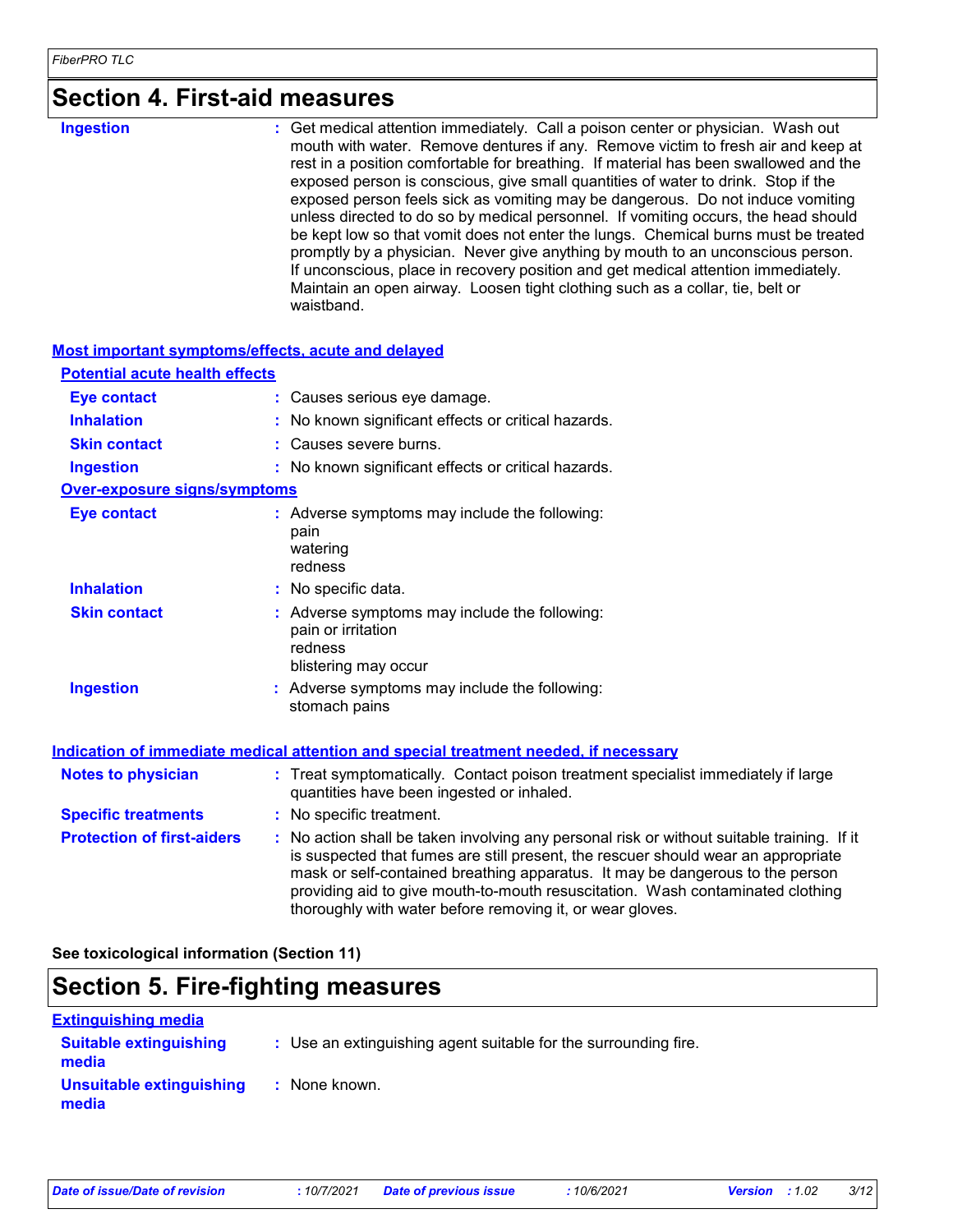## Section 4. First-aid measures

**Ingestion** : Get medical attention immediately. Call a poison center or physician. Wash out mouth with water. Remove dentures if any. Remove victim to fresh air and keep at rest in a position comfortable for breathing. If material has been swallowed and the exposed person is conscious, give small quantities of water to drink. Stop if the exposed person feels sick as vomiting may be dangerous. Do not induce vomiting unless directed to do so by medical personnel. If vomiting occurs, the head should be kept low so that vomit does not enter the lungs. Chemical burns must be treated promptly by a physician. Never give anything by mouth to an unconscious person. If unconscious, place in recovery position and get medical attention immediately. Maintain an open airway. Loosen tight clothing such as a collar, tie, belt or waistband.

### Most important symptoms/effects, acute and delayed

**Potential acute health effects**

**Eye contact** : Causes serious eye damage.

**Inhalation** : No known significant effects or critical hazards.

**Skin contact** : Causes severe burns.

**Ingestion** : No known significant effects or critical hazards.

**Over-exposure signs/symptoms**

**Eye contact** : Adverse symptoms may include the following:
pain
watering
redness

**Inhalation** : No specific data.

**Skin contact** : Adverse symptoms may include the following:
pain or irritation
redness
blistering may occur

**Ingestion** : Adverse symptoms may include the following:
stomach pains

### Indication of immediate medical attention and special treatment needed, if necessary

**Notes to physician** : Treat symptomatically. Contact poison treatment specialist immediately if large quantities have been ingested or inhaled.

**Specific treatments** : No specific treatment.

**Protection of first-aiders** : No action shall be taken involving any personal risk or without suitable training. If it is suspected that fumes are still present, the rescuer should wear an appropriate mask or self-contained breathing apparatus. It may be dangerous to the person providing aid to give mouth-to-mouth resuscitation. Wash contaminated clothing thoroughly with water before removing it, or wear gloves.

**See toxicological information (Section 11)**

## Section 5. Fire-fighting measures

### Extinguishing media

**Suitable extinguishing media** : Use an extinguishing agent suitable for the surrounding fire.

**Unsuitable extinguishing media** : None known.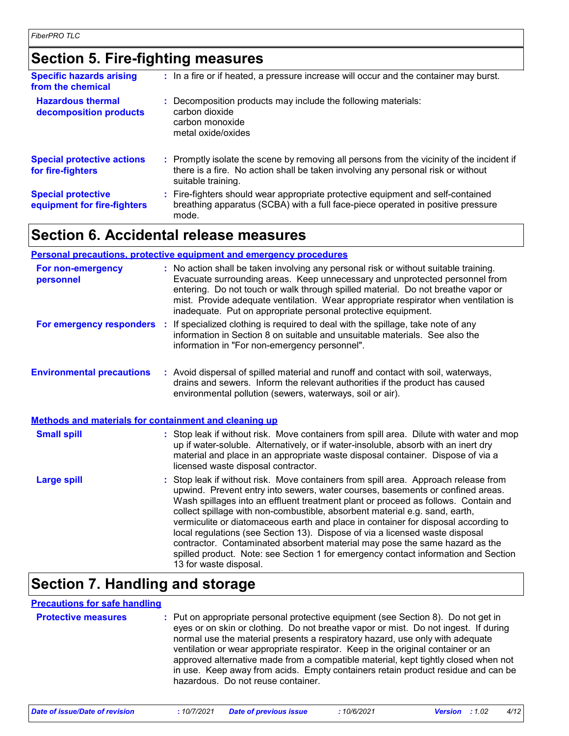## Section 5. Fire-fighting measures

**Specific hazards arising from the chemical** : In a fire or if heated, a pressure increase will occur and the container may burst.

**Hazardous thermal decomposition products** : Decomposition products may include the following materials:
carbon dioxide
carbon monoxide
metal oxide/oxides

**Special protective actions for fire-fighters** : Promptly isolate the scene by removing all persons from the vicinity of the incident if there is a fire. No action shall be taken involving any personal risk or without suitable training.

**Special protective equipment for fire-fighters** : Fire-fighters should wear appropriate protective equipment and self-contained breathing apparatus (SCBA) with a full face-piece operated in positive pressure mode.

## Section 6. Accidental release measures

### Personal precautions, protective equipment and emergency procedures

**For non-emergency personnel** : No action shall be taken involving any personal risk or without suitable training. Evacuate surrounding areas. Keep unnecessary and unprotected personnel from entering. Do not touch or walk through spilled material. Do not breathe vapor or mist. Provide adequate ventilation. Wear appropriate respirator when ventilation is inadequate. Put on appropriate personal protective equipment.

**For emergency responders** : If specialized clothing is required to deal with the spillage, take note of any information in Section 8 on suitable and unsuitable materials. See also the information in "For non-emergency personnel".

**Environmental precautions** : Avoid dispersal of spilled material and runoff and contact with soil, waterways, drains and sewers. Inform the relevant authorities if the product has caused environmental pollution (sewers, waterways, soil or air).

### Methods and materials for containment and cleaning up

**Small spill** : Stop leak if without risk. Move containers from spill area. Dilute with water and mop up if water-soluble. Alternatively, or if water-insoluble, absorb with an inert dry material and place in an appropriate waste disposal container. Dispose of via a licensed waste disposal contractor.

**Large spill** : Stop leak if without risk. Move containers from spill area. Approach release from upwind. Prevent entry into sewers, water courses, basements or confined areas. Wash spillages into an effluent treatment plant or proceed as follows. Contain and collect spillage with non-combustible, absorbent material e.g. sand, earth, vermiculite or diatomaceous earth and place in container for disposal according to local regulations (see Section 13). Dispose of via a licensed waste disposal contractor. Contaminated absorbent material may pose the same hazard as the spilled product. Note: see Section 1 for emergency contact information and Section 13 for waste disposal.

## Section 7. Handling and storage

### Precautions for safe handling

**Protective measures** : Put on appropriate personal protective equipment (see Section 8). Do not get in eyes or on skin or clothing. Do not breathe vapor or mist. Do not ingest. If during normal use the material presents a respiratory hazard, use only with adequate ventilation or wear appropriate respirator. Keep in the original container or an approved alternative made from a compatible material, kept tightly closed when not in use. Keep away from acids. Empty containers retain product residue and can be hazardous. Do not reuse container.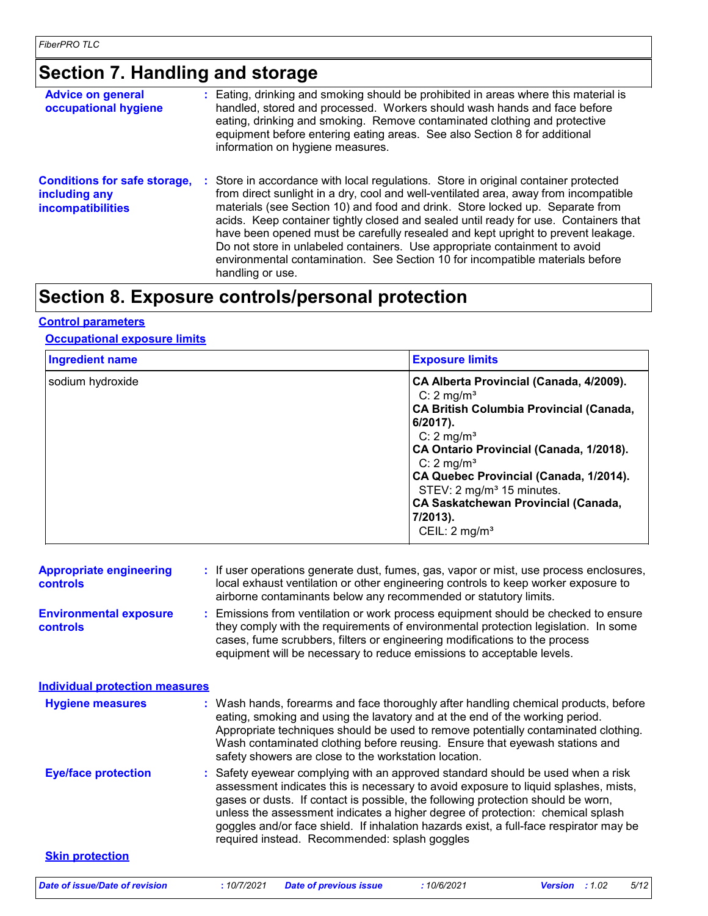## Section 7. Handling and storage

**Advice on general occupational hygiene** : Eating, drinking and smoking should be prohibited in areas where this material is handled, stored and processed. Workers should wash hands and face before eating, drinking and smoking. Remove contaminated clothing and protective equipment before entering eating areas. See also Section 8 for additional information on hygiene measures.

**Conditions for safe storage, including any incompatibilities** : Store in accordance with local regulations. Store in original container protected from direct sunlight in a dry, cool and well-ventilated area, away from incompatible materials (see Section 10) and food and drink. Store locked up. Separate from acids. Keep container tightly closed and sealed until ready for use. Containers that have been opened must be carefully resealed and kept upright to prevent leakage. Do not store in unlabeled containers. Use appropriate containment to avoid environmental contamination. See Section 10 for incompatible materials before handling or use.

## Section 8. Exposure controls/personal protection

### Control parameters

#### Occupational exposure limits

| Ingredient name | Exposure limits |
| --- | --- |
| sodium hydroxide | **CA Alberta Provincial (Canada, 4/2009).**<br>C: 2 mg/m³<br>**CA British Columbia Provincial (Canada, 6/2017).**<br>C: 2 mg/m³<br>**CA Ontario Provincial (Canada, 1/2018).**<br>C: 2 mg/m³<br>**CA Quebec Provincial (Canada, 1/2014).**<br>STEV: 2 mg/m³ 15 minutes.<br>**CA Saskatchewan Provincial (Canada, 7/2013).**<br>CEIL: 2 mg/m³ |

**Appropriate engineering controls** : If user operations generate dust, fumes, gas, vapor or mist, use process enclosures, local exhaust ventilation or other engineering controls to keep worker exposure to airborne contaminants below any recommended or statutory limits.

**Environmental exposure controls** : Emissions from ventilation or work process equipment should be checked to ensure they comply with the requirements of environmental protection legislation. In some cases, fume scrubbers, filters or engineering modifications to the process equipment will be necessary to reduce emissions to acceptable levels.

### Individual protection measures

**Hygiene measures** : Wash hands, forearms and face thoroughly after handling chemical products, before eating, smoking and using the lavatory and at the end of the working period. Appropriate techniques should be used to remove potentially contaminated clothing. Wash contaminated clothing before reusing. Ensure that eyewash stations and safety showers are close to the workstation location.

**Eye/face protection** : Safety eyewear complying with an approved standard should be used when a risk assessment indicates this is necessary to avoid exposure to liquid splashes, mists, gases or dusts. If contact is possible, the following protection should be worn, unless the assessment indicates a higher degree of protection: chemical splash goggles and/or face shield. If inhalation hazards exist, a full-face respirator may be required instead. Recommended: splash goggles

#### Skin protection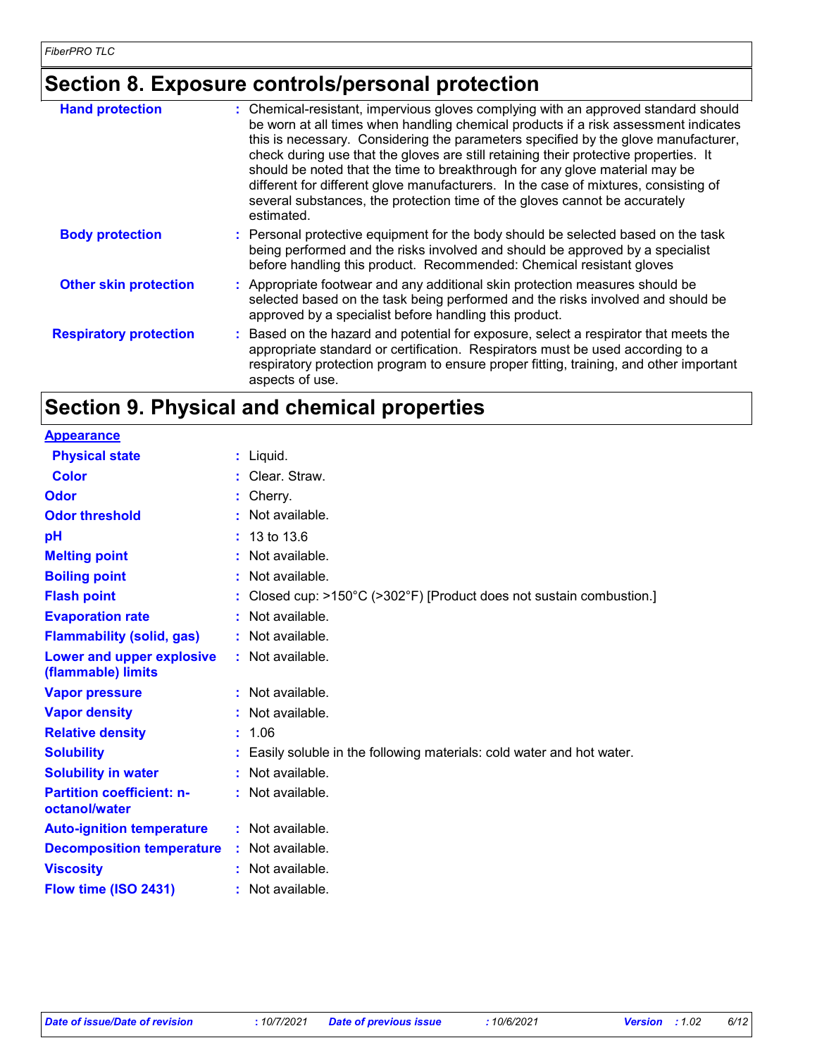## Section 8. Exposure controls/personal protection

| | |
|---|---|
| **Hand protection** | : Chemical-resistant, impervious gloves complying with an approved standard should be worn at all times when handling chemical products if a risk assessment indicates this is necessary. Considering the parameters specified by the glove manufacturer, check during use that the gloves are still retaining their protective properties. It should be noted that the time to breakthrough for any glove material may be different for different glove manufacturers. In the case of mixtures, consisting of several substances, the protection time of the gloves cannot be accurately estimated. |
| **Body protection** | : Personal protective equipment for the body should be selected based on the task being performed and the risks involved and should be approved by a specialist before handling this product. Recommended: Chemical resistant gloves |
| **Other skin protection** | : Appropriate footwear and any additional skin protection measures should be selected based on the task being performed and the risks involved and should be approved by a specialist before handling this product. |
| **Respiratory protection** | : Based on the hazard and potential for exposure, select a respirator that meets the appropriate standard or certification. Respirators must be used according to a respiratory protection program to ensure proper fitting, training, and other important aspects of use. |

## Section 9. Physical and chemical properties

| | |
|---|---|
| **Appearance** | |
| **Physical state** | : Liquid. |
| **Color** | : Clear. Straw. |
| **Odor** | : Cherry. |
| **Odor threshold** | : Not available. |
| **pH** | : 13 to 13.6 |
| **Melting point** | : Not available. |
| **Boiling point** | : Not available. |
| **Flash point** | : Closed cup: >150°C (>302°F) [Product does not sustain combustion.] |
| **Evaporation rate** | : Not available. |
| **Flammability (solid, gas)** | : Not available. |
| **Lower and upper explosive (flammable) limits** | : Not available. |
| **Vapor pressure** | : Not available. |
| **Vapor density** | : Not available. |
| **Relative density** | : 1.06 |
| **Solubility** | : Easily soluble in the following materials: cold water and hot water. |
| **Solubility in water** | : Not available. |
| **Partition coefficient: n-octanol/water** | : Not available. |
| **Auto-ignition temperature** | : Not available. |
| **Decomposition temperature** | : Not available. |
| **Viscosity** | : Not available. |
| **Flow time (ISO 2431)** | : Not available. |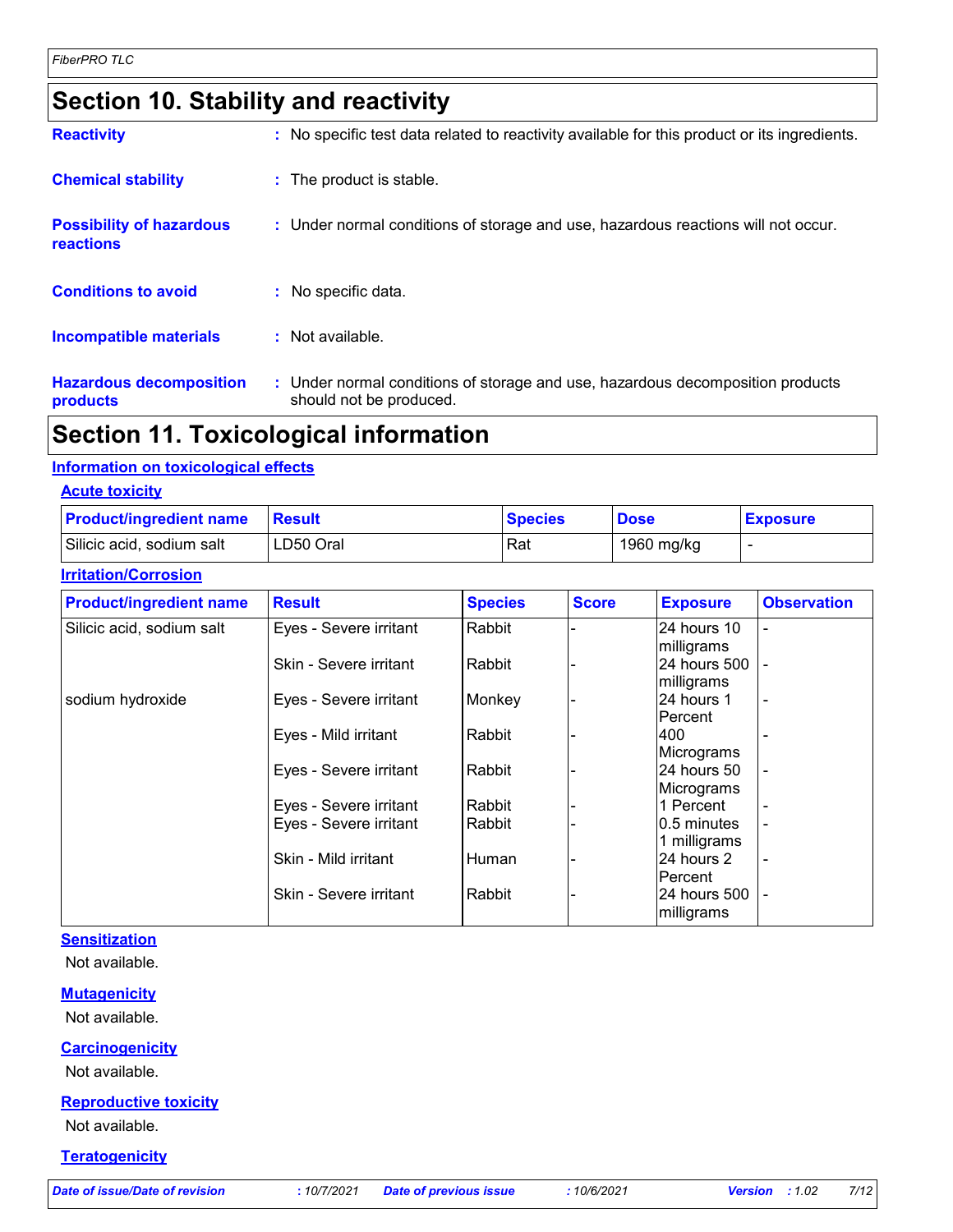# Section 10. Stability and reactivity

**Reactivity** : No specific test data related to reactivity available for this product or its ingredients.

**Chemical stability** : The product is stable.

**Possibility of hazardous reactions** : Under normal conditions of storage and use, hazardous reactions will not occur.

**Conditions to avoid** : No specific data.

**Incompatible materials** : Not available.

**Hazardous decomposition products** : Under normal conditions of storage and use, hazardous decomposition products should not be produced.

# Section 11. Toxicological information

## Information on toxicological effects

### Acute toxicity

| Product/ingredient name | Result | Species | Dose | Exposure |
|---|---|---|---|---|
| Silicic acid, sodium salt | LD50 Oral | Rat | 1960 mg/kg | - |

### Irritation/Corrosion

| Product/ingredient name | Result | Species | Score | Exposure | Observation |
|---|---|---|---|---|---|
| Silicic acid, sodium salt | Eyes - Severe irritant | Rabbit | - | 24 hours 10 milligrams | - |
| | Skin - Severe irritant | Rabbit | - | 24 hours 500 milligrams | - |
| sodium hydroxide | Eyes - Severe irritant | Monkey | - | 24 hours 1 Percent | - |
| | Eyes - Mild irritant | Rabbit | - | 400 Micrograms | - |
| | Eyes - Severe irritant | Rabbit | - | 24 hours 50 Micrograms | - |
| | Eyes - Severe irritant | Rabbit | - | 1 Percent | - |
| | Eyes - Severe irritant | Rabbit | - | 0.5 minutes 1 milligrams | - |
| | Skin - Mild irritant | Human | - | 24 hours 2 Percent | - |
| | Skin - Severe irritant | Rabbit | - | 24 hours 500 milligrams | - |

### Sensitization

Not available.

### Mutagenicity

Not available.

### Carcinogenicity

Not available.

### Reproductive toxicity

Not available.

### Teratogenicity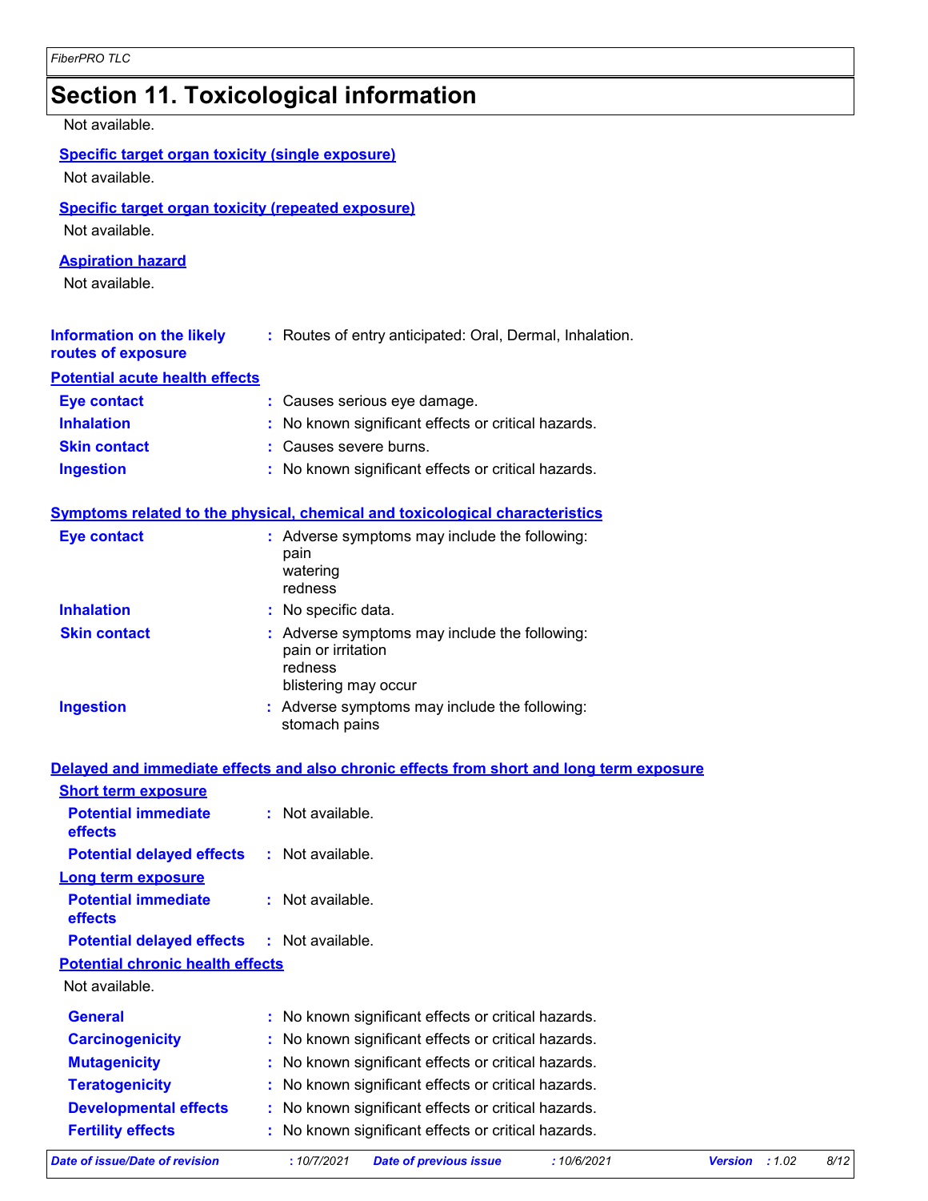# Section 11. Toxicological information

Not available.

### Specific target organ toxicity (single exposure)

Not available.

### Specific target organ toxicity (repeated exposure)

Not available.

### Aspiration hazard

Not available.

**Information on the likely routes of exposure** : Routes of entry anticipated: Oral, Dermal, Inhalation.

### Potential acute health effects

**Eye contact** : Causes serious eye damage.

**Inhalation** : No known significant effects or critical hazards.

**Skin contact** : Causes severe burns.

**Ingestion** : No known significant effects or critical hazards.

### Symptoms related to the physical, chemical and toxicological characteristics

**Eye contact** : Adverse symptoms may include the following:
pain
watering
redness

**Inhalation** : No specific data.

**Skin contact** : Adverse symptoms may include the following:
pain or irritation
redness
blistering may occur

**Ingestion** : Adverse symptoms may include the following:
stomach pains

### Delayed and immediate effects and also chronic effects from short and long term exposure

#### Short term exposure

**Potential immediate effects** : Not available.

**Potential delayed effects** : Not available.

#### Long term exposure

**Potential immediate effects** : Not available.

**Potential delayed effects** : Not available.

#### Potential chronic health effects

Not available.

**General** : No known significant effects or critical hazards.

**Carcinogenicity** : No known significant effects or critical hazards.

**Mutagenicity** : No known significant effects or critical hazards.

**Teratogenicity** : No known significant effects or critical hazards.

**Developmental effects** : No known significant effects or critical hazards.

**Fertility effects** : No known significant effects or critical hazards.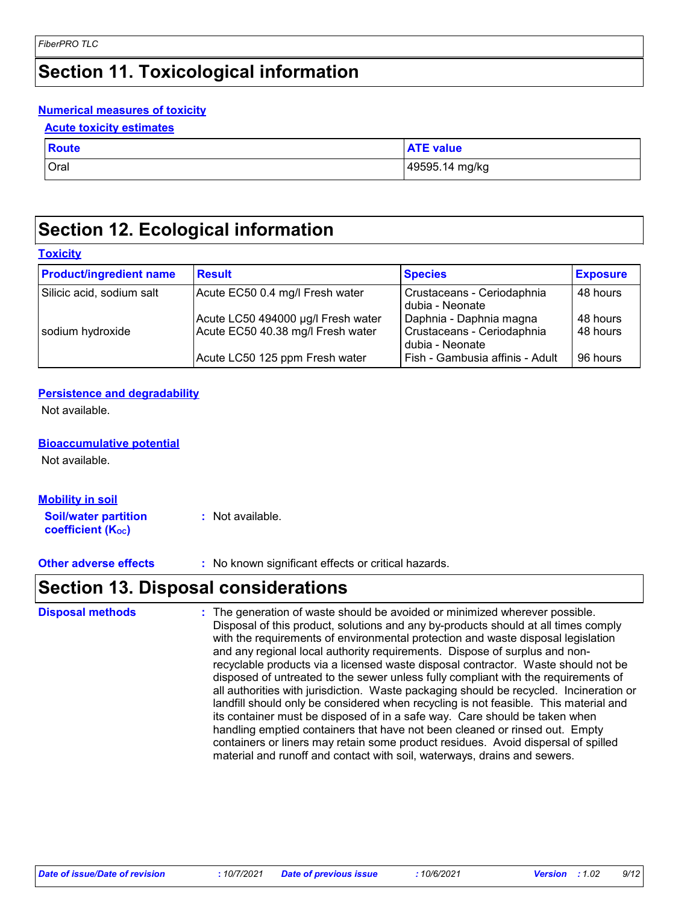# Section 11. Toxicological information

### Numerical measures of toxicity

#### Acute toxicity estimates

| Route | ATE value |
| --- | --- |
| Oral | 49595.14 mg/kg |

# Section 12. Ecological information

### Toxicity

| Product/ingredient name | Result | Species | Exposure |
| --- | --- | --- | --- |
| Silicic acid, sodium salt | Acute EC50 0.4 mg/l Fresh water | Crustaceans - Ceriodaphnia dubia - Neonate | 48 hours |
| | Acute LC50 494000 µg/l Fresh water | Daphnia - Daphnia magna | 48 hours |
| sodium hydroxide | Acute EC50 40.38 mg/l Fresh water | Crustaceans - Ceriodaphnia dubia - Neonate | 48 hours |
| | Acute LC50 125 ppm Fresh water | Fish - Gambusia affinis - Adult | 96 hours |

### Persistence and degradability

Not available.

### Bioaccumulative potential

Not available.

### Mobility in soil

**Soil/water partition coefficient ($K_{OC}$)** : Not available.

**Other adverse effects** : No known significant effects or critical hazards.

# Section 13. Disposal considerations

**Disposal methods** : The generation of waste should be avoided or minimized wherever possible. Disposal of this product, solutions and any by-products should at all times comply with the requirements of environmental protection and waste disposal legislation and any regional local authority requirements. Dispose of surplus and non-recyclable products via a licensed waste disposal contractor. Waste should not be disposed of untreated to the sewer unless fully compliant with the requirements of all authorities with jurisdiction. Waste packaging should be recycled. Incineration or landfill should only be considered when recycling is not feasible. This material and its container must be disposed of in a safe way. Care should be taken when handling emptied containers that have not been cleaned or rinsed out. Empty containers or liners may retain some product residues. Avoid dispersal of spilled material and runoff and contact with soil, waterways, drains and sewers.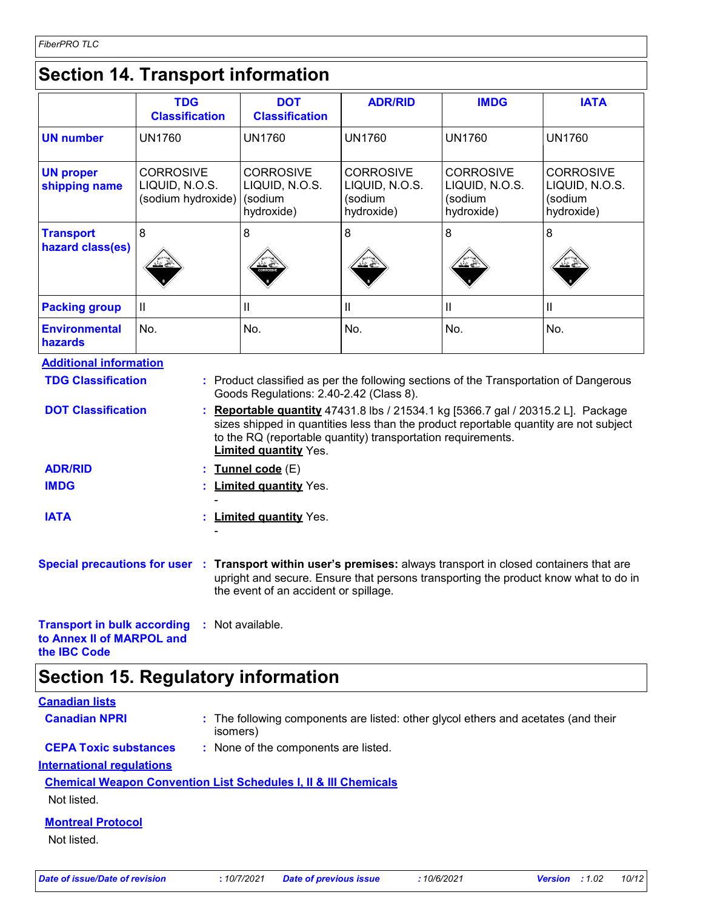## Section 14. Transport information

| | TDG Classification | DOT Classification | ADR/RID | IMDG | IATA |
|---|---|---|---|---|---|
| **UN number** | UN1760 | UN1760 | UN1760 | UN1760 | UN1760 |
| **UN proper shipping name** | CORROSIVE LIQUID, N.O.S. (sodium hydroxide) | CORROSIVE LIQUID, N.O.S. (sodium hydroxide) | CORROSIVE LIQUID, N.O.S. (sodium hydroxide) | CORROSIVE LIQUID, N.O.S. (sodium hydroxide) | CORROSIVE LIQUID, N.O.S. (sodium hydroxide) |
| **Transport hazard class(es)** | 8 | 8 | 8 | 8 | 8 |
| **Packing group** | II | II | II | II | II |
| **Environmental hazards** | No. | No. | No. | No. | No. |

**Additional information**

**TDG Classification** : Product classified as per the following sections of the Transportation of Dangerous Goods Regulations: 2.40-2.42 (Class 8).

**DOT Classification** : **Reportable quantity** 47431.8 lbs / 21534.1 kg [5366.7 gal / 20315.2 L]. Package sizes shipped in quantities less than the product reportable quantity are not subject to the RQ (reportable quantity) transportation requirements.
**Limited quantity** Yes.

**ADR/RID** : **Tunnel code** (E)

**IMDG** : **Limited quantity** Yes.
-

**IATA** : **Limited quantity** Yes.
-

**Special precautions for user** : **Transport within user's premises:** always transport in closed containers that are upright and secure. Ensure that persons transporting the product know what to do in the event of an accident or spillage.

**Transport in bulk according to Annex II of MARPOL and the IBC Code** : Not available.

## Section 15. Regulatory information

**Canadian lists**

**Canadian NPRI** : The following components are listed: other glycol ethers and acetates (and their isomers)

**CEPA Toxic substances** : None of the components are listed.

**International regulations**

**Chemical Weapon Convention List Schedules I, II & III Chemicals**

Not listed.

**Montreal Protocol**

Not listed.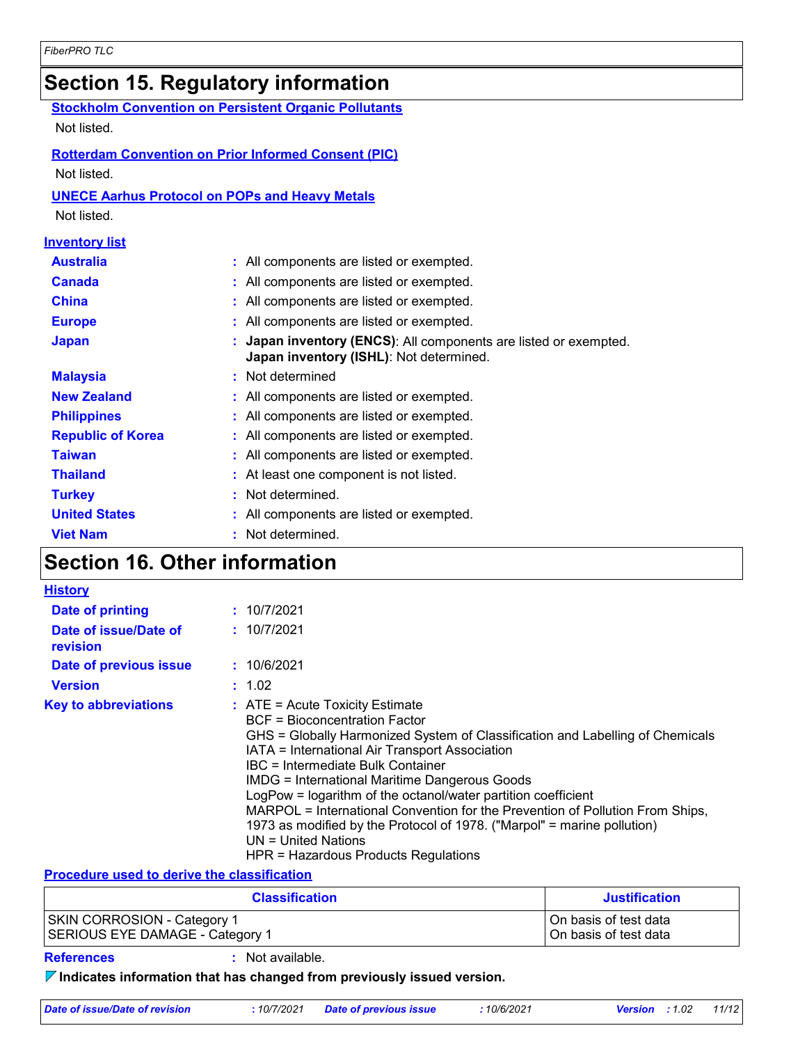# Section 15. Regulatory information

**Stockholm Convention on Persistent Organic Pollutants**

Not listed.

**Rotterdam Convention on Prior Informed Consent (PIC)**

Not listed.

**UNECE Aarhus Protocol on POPs and Heavy Metals**

Not listed.

**Inventory list**

| | |
|---|---|
| **Australia** | : All components are listed or exempted. |
| **Canada** | : All components are listed or exempted. |
| **China** | : All components are listed or exempted. |
| **Europe** | : All components are listed or exempted. |
| **Japan** | : **Japan inventory (ENCS)**: All components are listed or exempted.<br>**Japan inventory (ISHL)**: Not determined. |
| **Malaysia** | : Not determined |
| **New Zealand** | : All components are listed or exempted. |
| **Philippines** | : All components are listed or exempted. |
| **Republic of Korea** | : All components are listed or exempted. |
| **Taiwan** | : All components are listed or exempted. |
| **Thailand** | : At least one component is not listed. |
| **Turkey** | : Not determined. |
| **United States** | : All components are listed or exempted. |
| **Viet Nam** | : Not determined. |

# Section 16. Other information

**History**

| | |
|---|---|
| **Date of printing** | : 10/7/2021 |
| **Date of issue/Date of revision** | : 10/7/2021 |
| **Date of previous issue** | : 10/6/2021 |
| **Version** | : 1.02 |

**Key to abbreviations** : ATE = Acute Toxicity Estimate
BCF = Bioconcentration Factor
GHS = Globally Harmonized System of Classification and Labelling of Chemicals
IATA = International Air Transport Association
IBC = Intermediate Bulk Container
IMDG = International Maritime Dangerous Goods
LogPow = logarithm of the octanol/water partition coefficient
MARPOL = International Convention for the Prevention of Pollution From Ships, 1973 as modified by the Protocol of 1978. ("Marpol" = marine pollution)
UN = United Nations
HPR = Hazardous Products Regulations

**Procedure used to derive the classification**

| Classification | Justification |
|---|---|
| SKIN CORROSION - Category 1 | On basis of test data |
| SERIOUS EYE DAMAGE - Category 1 | On basis of test data |

**References** : Not available.

**Indicates information that has changed from previously issued version.**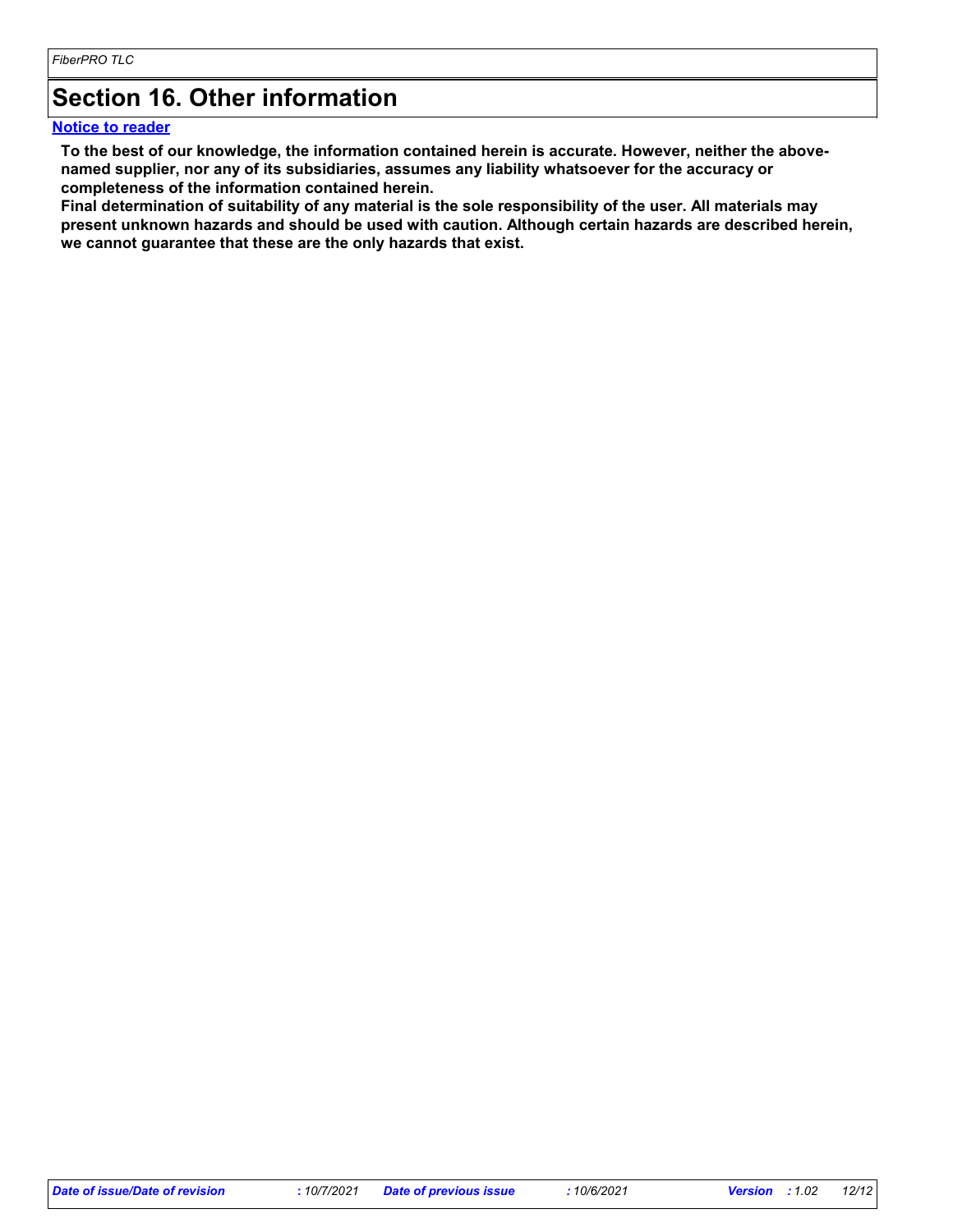# Section 16. Other information

**Notice to reader**

**To the best of our knowledge, the information contained herein is accurate. However, neither the above-named supplier, nor any of its subsidiaries, assumes any liability whatsoever for the accuracy or completeness of the information contained herein.**
**Final determination of suitability of any material is the sole responsibility of the user. All materials may present unknown hazards and should be used with caution. Although certain hazards are described herein, we cannot guarantee that these are the only hazards that exist.**